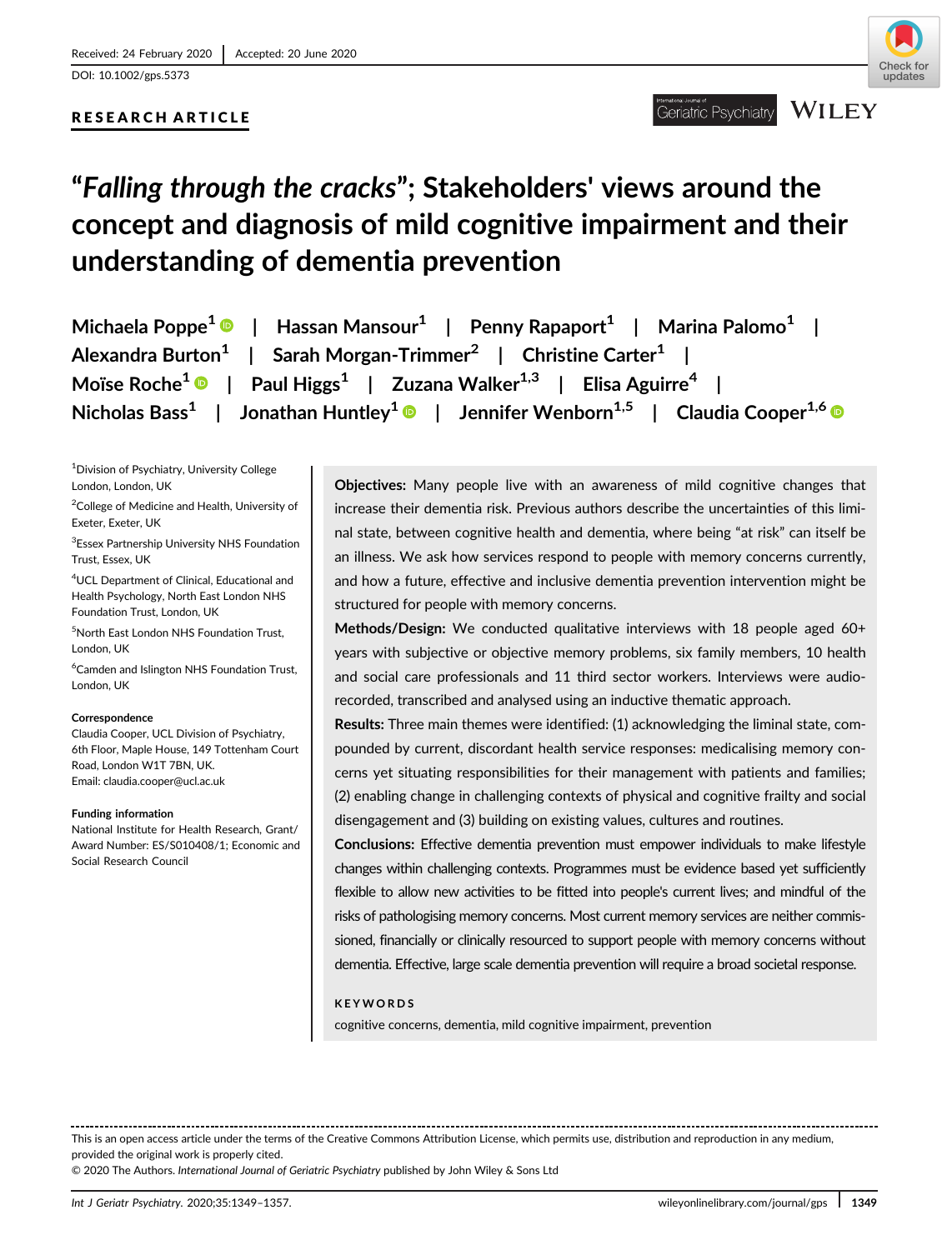Received: 24 February 2020 | Accepted: 20 June 2020

DOI: 10.1002/gps.5373

**RESEARCH ARTICLE**

# "*Falling through the cracks*"; Stakeholders' views around the concept and diagnosis of mild cognitive impairment and their understanding of dementia prevention

**Michaela Poppe[1] | Hassan Mansour[1] | Penny Rapaport[1] | Marina Palomo[1] | Alexandra Burton[1] | Sarah Morgan-Trimmer[2] | Christine Carter[1] | Moïse Roche[1] | Paul Higgs[1] | Zuzana Walker[1,3] | Elisa Aguirre[4] | Nicholas Bass[1] | Jonathan Huntley[1] | Jennifer Wenborn[1,5] | Claudia Cooper[1,6]**

[1]Division of Psychiatry, University College London, London, UK

[2]College of Medicine and Health, University of Exeter, Exeter, UK

[3]Essex Partnership University NHS Foundation Trust, Essex, UK

[4]UCL Department of Clinical, Educational and Health Psychology, North East London NHS Foundation Trust, London, UK

[5]North East London NHS Foundation Trust, London, UK

[6]Camden and Islington NHS Foundation Trust, London, UK

**Correspondence**
Claudia Cooper, UCL Division of Psychiatry, 6th Floor, Maple House, 149 Tottenham Court Road, London W1T 7BN, UK.
Email: claudia.cooper@ucl.ac.uk

**Funding information**
National Institute for Health Research, Grant/Award Number: ES/S010408/1; Economic and Social Research Council

**Objectives:** Many people live with an awareness of mild cognitive changes that increase their dementia risk. Previous authors describe the uncertainties of this liminal state, between cognitive health and dementia, where being "at risk" can itself be an illness. We ask how services respond to people with memory concerns currently, and how a future, effective and inclusive dementia prevention intervention might be structured for people with memory concerns.

**Methods/Design:** We conducted qualitative interviews with 18 people aged 60+ years with subjective or objective memory problems, six family members, 10 health and social care professionals and 11 third sector workers. Interviews were audio-recorded, transcribed and analysed using an inductive thematic approach.

**Results:** Three main themes were identified: (1) acknowledging the liminal state, compounded by current, discordant health service responses: medicalising memory concerns yet situating responsibilities for their management with patients and families; (2) enabling change in challenging contexts of physical and cognitive frailty and social disengagement and (3) building on existing values, cultures and routines.

**Conclusions:** Effective dementia prevention must empower individuals to make lifestyle changes within challenging contexts. Programmes must be evidence based yet sufficiently flexible to allow new activities to be fitted into people's current lives; and mindful of the risks of pathologising memory concerns. Most current memory services are neither commissioned, financially or clinically resourced to support people with memory concerns without dementia. Effective, large scale dementia prevention will require a broad societal response.

**KEYWORDS**

cognitive concerns, dementia, mild cognitive impairment, prevention

This is an open access article under the terms of the Creative Commons Attribution License, which permits use, distribution and reproduction in any medium, provided the original work is properly cited.

© 2020 The Authors. *International Journal of Geriatric Psychiatry* published by John Wiley & Sons Ltd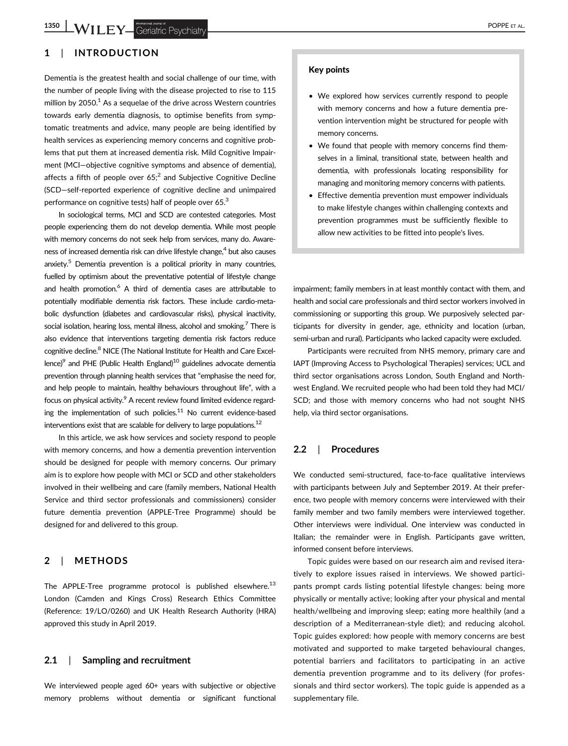## 1 | INTRODUCTION

Dementia is the greatest health and social challenge of our time, with the number of people living with the disease projected to rise to 115 million by 2050.[1] As a sequelae of the drive across Western countries towards early dementia diagnosis, to optimise benefits from symptomatic treatments and advice, many people are being identified by health services as experiencing memory concerns and cognitive problems that put them at increased dementia risk. Mild Cognitive Impairment (MCI—objective cognitive symptoms and absence of dementia), affects a fifth of people over 65;[2] and Subjective Cognitive Decline (SCD—self-reported experience of cognitive decline and unimpaired performance on cognitive tests) half of people over 65.[3]

In sociological terms, MCI and SCD are contested categories. Most people experiencing them do not develop dementia. While most people with memory concerns do not seek help from services, many do. Awareness of increased dementia risk can drive lifestyle change,[4] but also causes anxiety.[5] Dementia prevention is a political priority in many countries, fuelled by optimism about the preventative potential of lifestyle change and health promotion.[6] A third of dementia cases are attributable to potentially modifiable dementia risk factors. These include cardio-metabolic dysfunction (diabetes and cardiovascular risks), physical inactivity, social isolation, hearing loss, mental illness, alcohol and smoking.[7] There is also evidence that interventions targeting dementia risk factors reduce cognitive decline.[8] NICE (The National Institute for Health and Care Excellence)[9] and PHE (Public Health England)[10] guidelines advocate dementia prevention through planning health services that "emphasise the need for, and help people to maintain, healthy behaviours throughout life", with a focus on physical activity.[9] A recent review found limited evidence regarding the implementation of such policies.[11] No current evidence-based interventions exist that are scalable for delivery to large populations.[12]

In this article, we ask how services and society respond to people with memory concerns, and how a dementia prevention intervention should be designed for people with memory concerns. Our primary aim is to explore how people with MCI or SCD and other stakeholders involved in their wellbeing and care (family members, National Health Service and third sector professionals and commissioners) consider future dementia prevention (APPLE-Tree Programme) should be designed for and delivered to this group.

**Key points**

- We explored how services currently respond to people with memory concerns and how a future dementia prevention intervention might be structured for people with memory concerns.
- We found that people with memory concerns find themselves in a liminal, transitional state, between health and dementia, with professionals locating responsibility for managing and monitoring memory concerns with patients.
- Effective dementia prevention must empower individuals to make lifestyle changes within challenging contexts and prevention programmes must be sufficiently flexible to allow new activities to be fitted into people's lives.

## 2 | METHODS

The APPLE-Tree programme protocol is published elsewhere.[13] London (Camden and Kings Cross) Research Ethics Committee (Reference: 19/LO/0260) and UK Health Research Authority (HRA) approved this study in April 2019.

### 2.1 | Sampling and recruitment

We interviewed people aged 60+ years with subjective or objective memory problems without dementia or significant functional impairment; family members in at least monthly contact with them, and health and social care professionals and third sector workers involved in commissioning or supporting this group. We purposively selected participants for diversity in gender, age, ethnicity and location (urban, semi-urban and rural). Participants who lacked capacity were excluded.

Participants were recruited from NHS memory, primary care and IAPT (Improving Access to Psychological Therapies) services; UCL and third sector organisations across London, South England and Northwest England. We recruited people who had been told they had MCI/SCD; and those with memory concerns who had not sought NHS help, via third sector organisations.

### 2.2 | Procedures

We conducted semi-structured, face-to-face qualitative interviews with participants between July and September 2019. At their preference, two people with memory concerns were interviewed with their family member and two family members were interviewed together. Other interviews were individual. One interview was conducted in Italian; the remainder were in English. Participants gave written, informed consent before interviews.

Topic guides were based on our research aim and revised iteratively to explore issues raised in interviews. We showed participants prompt cards listing potential lifestyle changes: being more physically or mentally active; looking after your physical and mental health/wellbeing and improving sleep; eating more healthily (and a description of a Mediterranean-style diet); and reducing alcohol. Topic guides explored: how people with memory concerns are best motivated and supported to make targeted behavioural changes, potential barriers and facilitators to participating in an active dementia prevention programme and to its delivery (for professionals and third sector workers). The topic guide is appended as a supplementary file.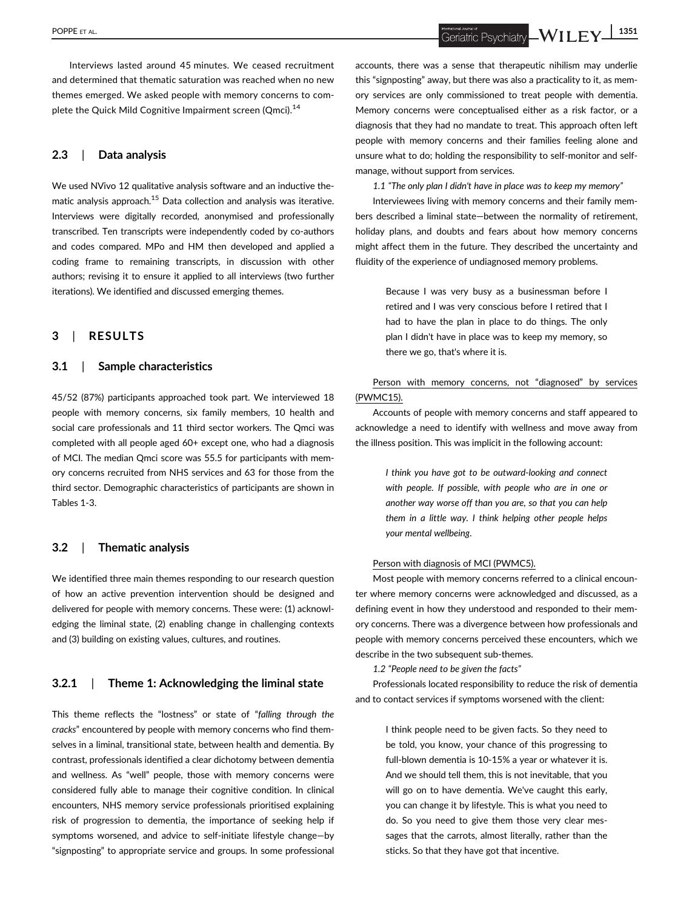Interviews lasted around 45 minutes. We ceased recruitment and determined that thematic saturation was reached when no new themes emerged. We asked people with memory concerns to complete the Quick Mild Cognitive Impairment screen (Qmci).[14]

### 2.3 | Data analysis

We used NVivo 12 qualitative analysis software and an inductive thematic analysis approach.[15] Data collection and analysis was iterative. Interviews were digitally recorded, anonymised and professionally transcribed. Ten transcripts were independently coded by co-authors and codes compared. MPo and HM then developed and applied a coding frame to remaining transcripts, in discussion with other authors; revising it to ensure it applied to all interviews (two further iterations). We identified and discussed emerging themes.

## 3 | RESULTS

### 3.1 | Sample characteristics

45/52 (87%) participants approached took part. We interviewed 18 people with memory concerns, six family members, 10 health and social care professionals and 11 third sector workers. The Qmci was completed with all people aged 60+ except one, who had a diagnosis of MCI. The median Qmci score was 55.5 for participants with memory concerns recruited from NHS services and 63 for those from the third sector. Demographic characteristics of participants are shown in Tables 1-3.

### 3.2 | Thematic analysis

We identified three main themes responding to our research question of how an active prevention intervention should be designed and delivered for people with memory concerns. These were: (1) acknowledging the liminal state, (2) enabling change in challenging contexts and (3) building on existing values, cultures, and routines.

#### 3.2.1 | Theme 1: Acknowledging the liminal state

This theme reflects the "lostness" or state of "*falling through the cracks*" encountered by people with memory concerns who find themselves in a liminal, transitional state, between health and dementia. By contrast, professionals identified a clear dichotomy between dementia and wellness. As "well" people, those with memory concerns were considered fully able to manage their cognitive condition. In clinical encounters, NHS memory service professionals prioritised explaining risk of progression to dementia, the importance of seeking help if symptoms worsened, and advice to self-initiate lifestyle change—by "signposting" to appropriate service and groups. In some professional accounts, there was a sense that therapeutic nihilism may underlie this "signposting" away, but there was also a practicality to it, as memory services are only commissioned to treat people with dementia. Memory concerns were conceptualised either as a risk factor, or a diagnosis that they had no mandate to treat. This approach often left people with memory concerns and their families feeling alone and unsure what to do; holding the responsibility to self-monitor and self-manage, without support from services.

*1.1 "The only plan I didn't have in place was to keep my memory"*

Interviewees living with memory concerns and their family members described a liminal state—between the normality of retirement, holiday plans, and doubts and fears about how memory concerns might affect them in the future. They described the uncertainty and fluidity of the experience of undiagnosed memory problems.

> Because I was very busy as a businessman before I retired and I was very conscious before I retired that I had to have the plan in place to do things. The only plan I didn't have in place was to keep my memory, so there we go, that's where it is.

Person with memory concerns, not "diagnosed" by services (PWMC15).

Accounts of people with memory concerns and staff appeared to acknowledge a need to identify with wellness and move away from the illness position. This was implicit in the following account:

> *I think you have got to be outward-looking and connect with people. If possible, with people who are in one or another way worse off than you are, so that you can help them in a little way. I think helping other people helps your mental wellbeing.*

Person with diagnosis of MCI (PWMC5).

Most people with memory concerns referred to a clinical encounter where memory concerns were acknowledged and discussed, as a defining event in how they understood and responded to their memory concerns. There was a divergence between how professionals and people with memory concerns perceived these encounters, which we describe in the two subsequent sub-themes.

*1.2 "People need to be given the facts"*

Professionals located responsibility to reduce the risk of dementia and to contact services if symptoms worsened with the client:

> I think people need to be given facts. So they need to be told, you know, your chance of this progressing to full-blown dementia is 10-15% a year or whatever it is. And we should tell them, this is not inevitable, that you will go on to have dementia. We've caught this early, you can change it by lifestyle. This is what you need to do. So you need to give them those very clear messages that the carrots, almost literally, rather than the sticks. So that they have got that incentive.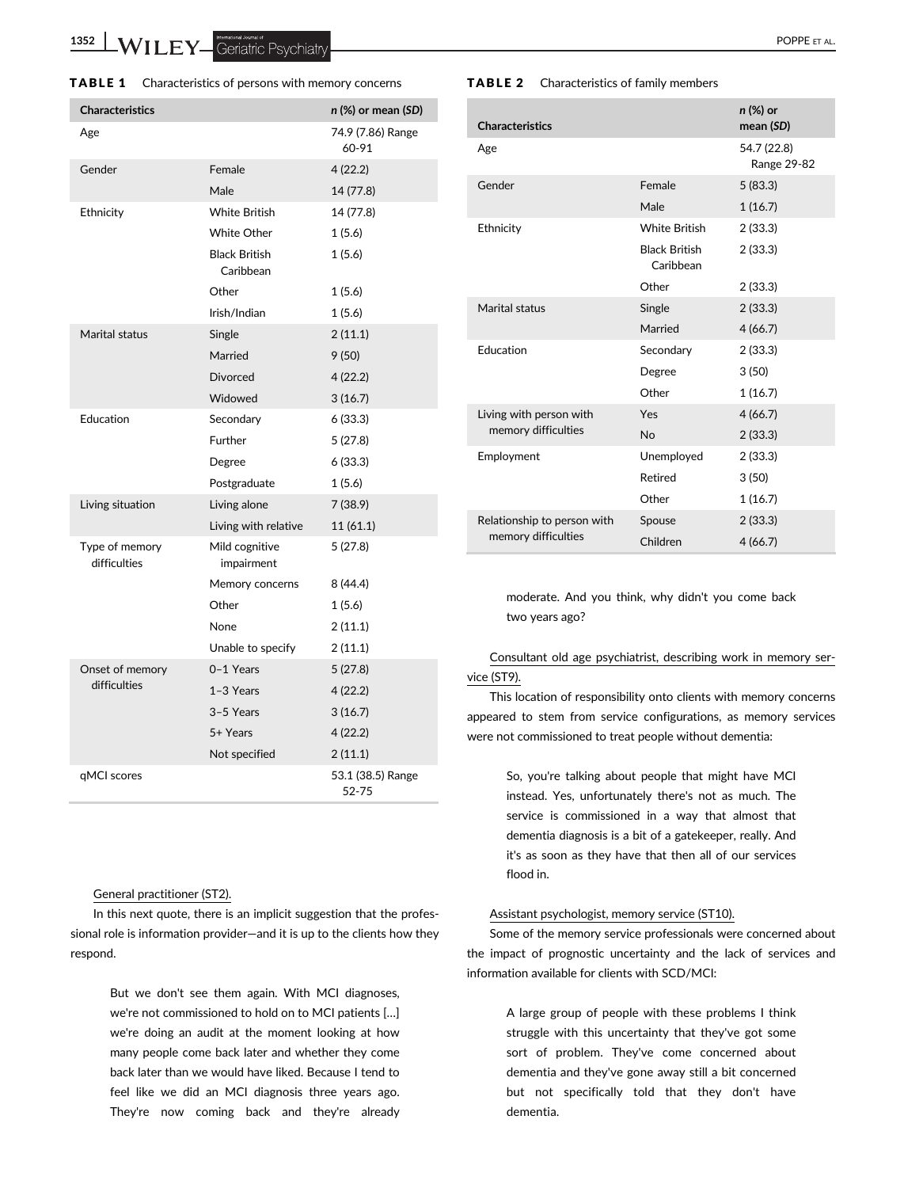**TABLE 1** Characteristics of persons with memory concerns

| Characteristics | | n (%) or mean (SD) |
|---|---|---|
| Age | | 74.9 (7.86) Range 60-91 |
| Gender | Female | 4 (22.2) |
| | Male | 14 (77.8) |
| Ethnicity | White British | 14 (77.8) |
| | White Other | 1 (5.6) |
| | Black British Caribbean | 1 (5.6) |
| | Other | 1 (5.6) |
| | Irish/Indian | 1 (5.6) |
| Marital status | Single | 2 (11.1) |
| | Married | 9 (50) |
| | Divorced | 4 (22.2) |
| | Widowed | 3 (16.7) |
| Education | Secondary | 6 (33.3) |
| | Further | 5 (27.8) |
| | Degree | 6 (33.3) |
| | Postgraduate | 1 (5.6) |
| Living situation | Living alone | 7 (38.9) |
| | Living with relative | 11 (61.1) |
| Type of memory difficulties | Mild cognitive impairment | 5 (27.8) |
| | Memory concerns | 8 (44.4) |
| | Other | 1 (5.6) |
| | None | 2 (11.1) |
| | Unable to specify | 2 (11.1) |
| Onset of memory difficulties | 0–1 Years | 5 (27.8) |
| | 1–3 Years | 4 (22.2) |
| | 3–5 Years | 3 (16.7) |
| | 5+ Years | 4 (22.2) |
| | Not specified | 2 (11.1) |
| qMCI scores | | 53.1 (38.5) Range 52-75 |

**TABLE 2** Characteristics of family members

| Characteristics | | n (%) or mean (SD) |
|---|---|---|
| Age | | 54.7 (22.8) Range 29-82 |
| Gender | Female | 5 (83.3) |
| | Male | 1 (16.7) |
| Ethnicity | White British | 2 (33.3) |
| | Black British Caribbean | 2 (33.3) |
| | Other | 2 (33.3) |
| Marital status | Single | 2 (33.3) |
| | Married | 4 (66.7) |
| Education | Secondary | 2 (33.3) |
| | Degree | 3 (50) |
| | Other | 1 (16.7) |
| Living with person with memory difficulties | Yes | 4 (66.7) |
| | No | 2 (33.3) |
| Employment | Unemployed | 2 (33.3) |
| | Retired | 3 (50) |
| | Other | 1 (16.7) |
| Relationship to person with memory difficulties | Spouse | 2 (33.3) |
| | Children | 4 (66.7) |

General practitioner (ST2).

In this next quote, there is an implicit suggestion that the professional role is information provider—and it is up to the clients how they respond.

> But we don't see them again. With MCI diagnoses, we're not commissioned to hold on to MCI patients [...] we're doing an audit at the moment looking at how many people come back later and whether they come back later than we would have liked. Because I tend to feel like we did an MCI diagnosis three years ago. They're now coming back and they're already moderate. And you think, why didn't you come back two years ago?

Consultant old age psychiatrist, describing work in memory service (ST9).

This location of responsibility onto clients with memory concerns appeared to stem from service configurations, as memory services were not commissioned to treat people without dementia:

> So, you're talking about people that might have MCI instead. Yes, unfortunately there's not as much. The service is commissioned in a way that almost that dementia diagnosis is a bit of a gatekeeper, really. And it's as soon as they have that then all of our services flood in.

Assistant psychologist, memory service (ST10).

Some of the memory service professionals were concerned about the impact of prognostic uncertainty and the lack of services and information available for clients with SCD/MCI:

> A large group of people with these problems I think struggle with this uncertainty that they've got some sort of problem. They've come concerned about dementia and they've gone away still a bit concerned but not specifically told that they don't have dementia.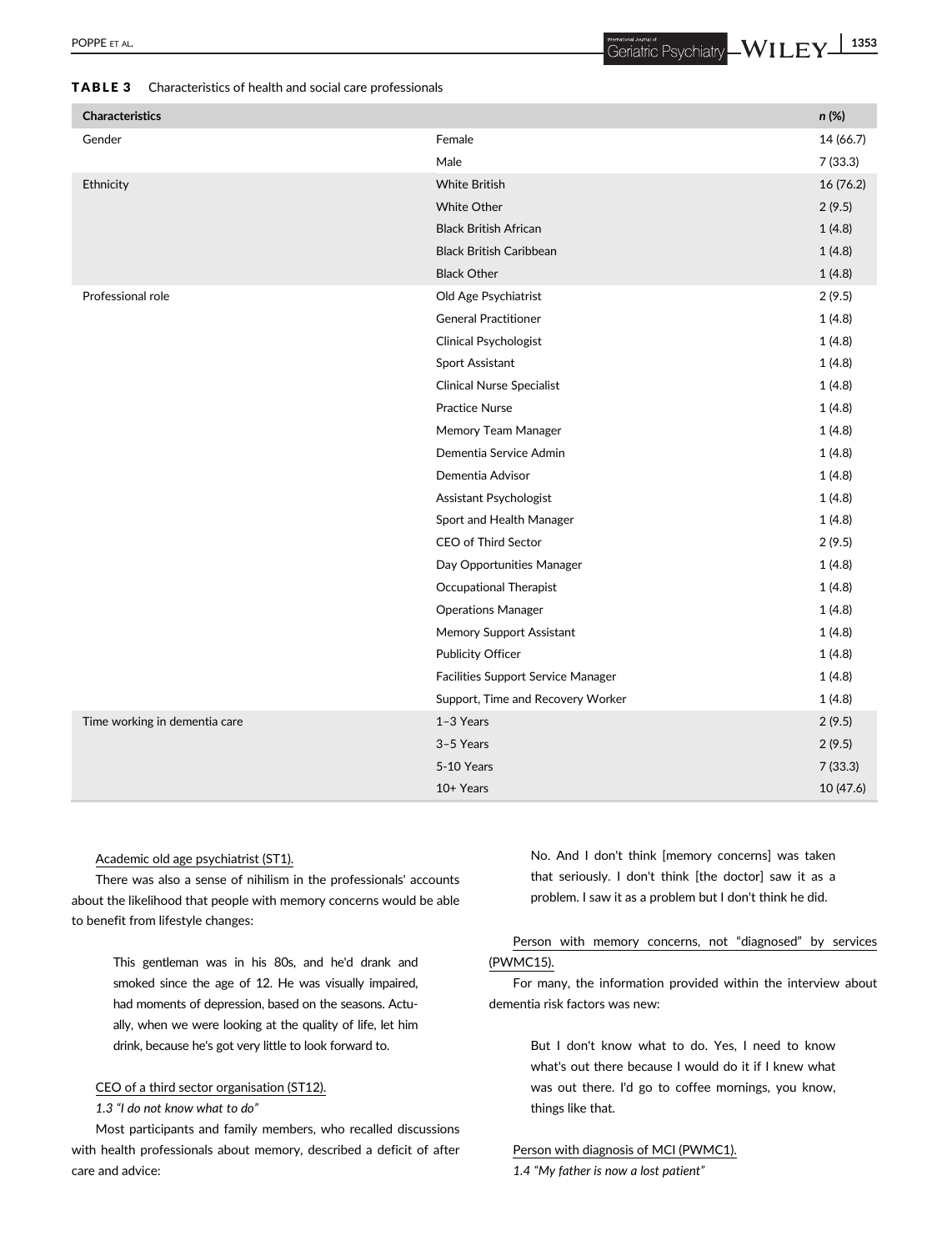**TABLE 3** Characteristics of health and social care professionals

| Characteristics | | n (%) |
|---|---|---|
| Gender | Female | 14 (66.7) |
| | Male | 7 (33.3) |
| Ethnicity | White British | 16 (76.2) |
| | White Other | 2 (9.5) |
| | Black British African | 1 (4.8) |
| | Black British Caribbean | 1 (4.8) |
| | Black Other | 1 (4.8) |
| Professional role | Old Age Psychiatrist | 2 (9.5) |
| | General Practitioner | 1 (4.8) |
| | Clinical Psychologist | 1 (4.8) |
| | Sport Assistant | 1 (4.8) |
| | Clinical Nurse Specialist | 1 (4.8) |
| | Practice Nurse | 1 (4.8) |
| | Memory Team Manager | 1 (4.8) |
| | Dementia Service Admin | 1 (4.8) |
| | Dementia Advisor | 1 (4.8) |
| | Assistant Psychologist | 1 (4.8) |
| | Sport and Health Manager | 1 (4.8) |
| | CEO of Third Sector | 2 (9.5) |
| | Day Opportunities Manager | 1 (4.8) |
| | Occupational Therapist | 1 (4.8) |
| | Operations Manager | 1 (4.8) |
| | Memory Support Assistant | 1 (4.8) |
| | Publicity Officer | 1 (4.8) |
| | Facilities Support Service Manager | 1 (4.8) |
| | Support, Time and Recovery Worker | 1 (4.8) |
| Time working in dementia care | 1–3 Years | 2 (9.5) |
| | 3–5 Years | 2 (9.5) |
| | 5-10 Years | 7 (33.3) |
| | 10+ Years | 10 (47.6) |

Academic old age psychiatrist (ST1).

There was also a sense of nihilism in the professionals' accounts about the likelihood that people with memory concerns would be able to benefit from lifestyle changes:

> This gentleman was in his 80s, and he'd drank and smoked since the age of 12. He was visually impaired, had moments of depression, based on the seasons. Actually, when we were looking at the quality of life, let him drink, because he's got very little to look forward to.

CEO of a third sector organisation (ST12).

*1.3 "I do not know what to do"*

Most participants and family members, who recalled discussions with health professionals about memory, described a deficit of after care and advice:

> No. And I don't think [memory concerns] was taken that seriously. I don't think [the doctor] saw it as a problem. I saw it as a problem but I don't think he did.

Person with memory concerns, not "diagnosed" by services (PWMC15).

For many, the information provided within the interview about dementia risk factors was new:

> But I don't know what to do. Yes, I need to know what's out there because I would do it if I knew what was out there. I'd go to coffee mornings, you know, things like that.

Person with diagnosis of MCI (PWMC1).

*1.4 "My father is now a lost patient"*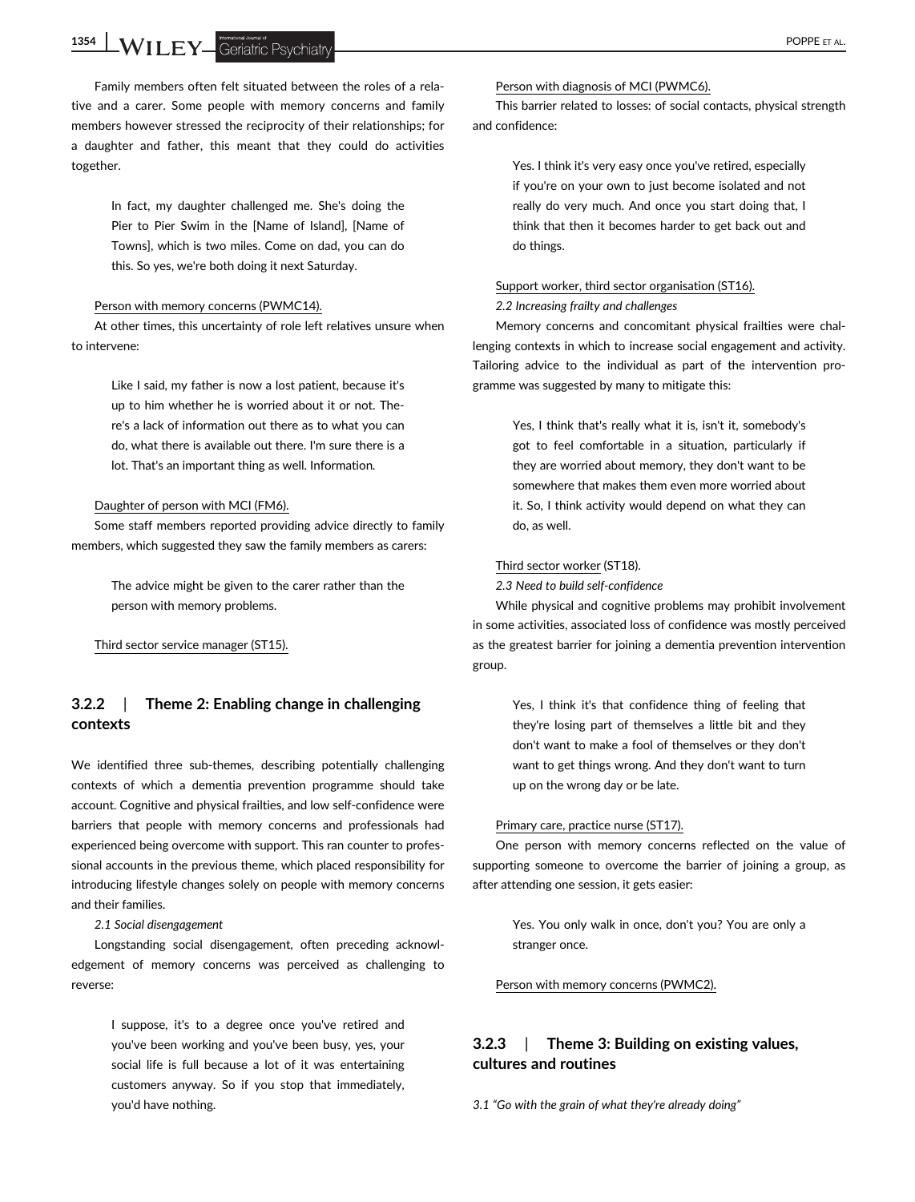Family members often felt situated between the roles of a relative and a carer. Some people with memory concerns and family members however stressed the reciprocity of their relationships; for a daughter and father, this meant that they could do activities together.

> In fact, my daughter challenged me. She's doing the Pier to Pier Swim in the [Name of Island], [Name of Towns], which is two miles. Come on dad, you can do this. So yes, we're both doing it next Saturday.

Person with memory concerns (PWMC14).

At other times, this uncertainty of role left relatives unsure when to intervene:

> Like I said, my father is now a lost patient, because it's up to him whether he is worried about it or not. There's a lack of information out there as to what you can do, what there is available out there. I'm sure there is a lot. That's an important thing as well. Information.

Daughter of person with MCI (FM6).

Some staff members reported providing advice directly to family members, which suggested they saw the family members as carers:

> The advice might be given to the carer rather than the person with memory problems.

Third sector service manager (ST15).

### 3.2.2 | Theme 2: Enabling change in challenging contexts

We identified three sub-themes, describing potentially challenging contexts of which a dementia prevention programme should take account. Cognitive and physical frailties, and low self-confidence were barriers that people with memory concerns and professionals had experienced being overcome with support. This ran counter to professional accounts in the previous theme, which placed responsibility for introducing lifestyle changes solely on people with memory concerns and their families.

*2.1 Social disengagement*

Longstanding social disengagement, often preceding acknowledgement of memory concerns was perceived as challenging to reverse:

> I suppose, it's to a degree once you've retired and you've been working and you've been busy, yes, your social life is full because a lot of it was entertaining customers anyway. So if you stop that immediately, you'd have nothing.

Person with diagnosis of MCI (PWMC6).

This barrier related to losses: of social contacts, physical strength and confidence:

> Yes. I think it's very easy once you've retired, especially if you're on your own to just become isolated and not really do very much. And once you start doing that, I think that then it becomes harder to get back out and do things.

Support worker, third sector organisation (ST16).

*2.2 Increasing frailty and challenges*

Memory concerns and concomitant physical frailties were challenging contexts in which to increase social engagement and activity. Tailoring advice to the individual as part of the intervention programme was suggested by many to mitigate this:

> Yes, I think that's really what it is, isn't it, somebody's got to feel comfortable in a situation, particularly if they are worried about memory, they don't want to be somewhere that makes them even more worried about it. So, I think activity would depend on what they can do, as well.

Third sector worker (ST18).

*2.3 Need to build self-confidence*

While physical and cognitive problems may prohibit involvement in some activities, associated loss of confidence was mostly perceived as the greatest barrier for joining a dementia prevention intervention group.

> Yes, I think it's that confidence thing of feeling that they're losing part of themselves a little bit and they don't want to make a fool of themselves or they don't want to get things wrong. And they don't want to turn up on the wrong day or be late.

Primary care, practice nurse (ST17).

One person with memory concerns reflected on the value of supporting someone to overcome the barrier of joining a group, as after attending one session, it gets easier:

> Yes. You only walk in once, don't you? You are only a stranger once.

Person with memory concerns (PWMC2).

### 3.2.3 | Theme 3: Building on existing values, cultures and routines

*3.1 "Go with the grain of what they're already doing"*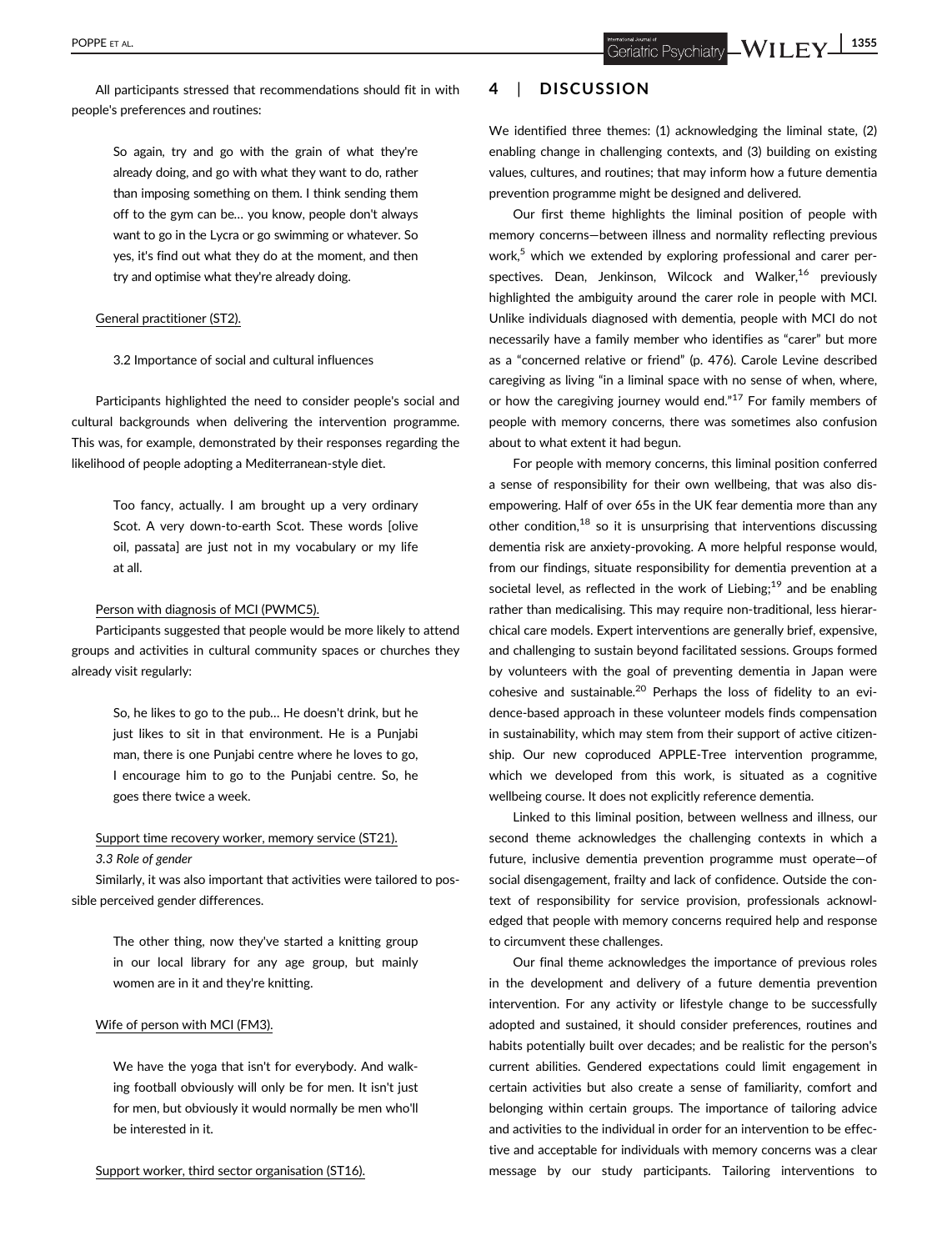All participants stressed that recommendations should fit in with people's preferences and routines:

> So again, try and go with the grain of what they're already doing, and go with what they want to do, rather than imposing something on them. I think sending them off to the gym can be… you know, people don't always want to go in the Lycra or go swimming or whatever. So yes, it's find out what they do at the moment, and then try and optimise what they're already doing.

General practitioner (ST2).

3.2 Importance of social and cultural influences

Participants highlighted the need to consider people's social and cultural backgrounds when delivering the intervention programme. This was, for example, demonstrated by their responses regarding the likelihood of people adopting a Mediterranean-style diet.

> Too fancy, actually. I am brought up a very ordinary Scot. A very down-to-earth Scot. These words [olive oil, passata] are just not in my vocabulary or my life at all.

Person with diagnosis of MCI (PWMC5).

Participants suggested that people would be more likely to attend groups and activities in cultural community spaces or churches they already visit regularly:

> So, he likes to go to the pub… He doesn't drink, but he just likes to sit in that environment. He is a Punjabi man, there is one Punjabi centre where he loves to go, I encourage him to go to the Punjabi centre. So, he goes there twice a week.

Support time recovery worker, memory service (ST21).

*3.3 Role of gender*

Similarly, it was also important that activities were tailored to possible perceived gender differences.

> The other thing, now they've started a knitting group in our local library for any age group, but mainly women are in it and they're knitting.

Wife of person with MCI (FM3).

> We have the yoga that isn't for everybody. And walking football obviously will only be for men. It isn't just for men, but obviously it would normally be men who'll be interested in it.

Support worker, third sector organisation (ST16).

## 4 | DISCUSSION

We identified three themes: (1) acknowledging the liminal state, (2) enabling change in challenging contexts, and (3) building on existing values, cultures, and routines; that may inform how a future dementia prevention programme might be designed and delivered.

Our first theme highlights the liminal position of people with memory concerns—between illness and normality reflecting previous work,[5] which we extended by exploring professional and carer perspectives. Dean, Jenkinson, Wilcock and Walker,[16] previously highlighted the ambiguity around the carer role in people with MCI. Unlike individuals diagnosed with dementia, people with MCI do not necessarily have a family member who identifies as "carer" but more as a "concerned relative or friend" (p. 476). Carole Levine described caregiving as living "in a liminal space with no sense of when, where, or how the caregiving journey would end."[17] For family members of people with memory concerns, there was sometimes also confusion about to what extent it had begun.

For people with memory concerns, this liminal position conferred a sense of responsibility for their own wellbeing, that was also disempowering. Half of over 65s in the UK fear dementia more than any other condition,[18] so it is unsurprising that interventions discussing dementia risk are anxiety-provoking. A more helpful response would, from our findings, situate responsibility for dementia prevention at a societal level, as reflected in the work of Liebing;[19] and be enabling rather than medicalising. This may require non-traditional, less hierarchical care models. Expert interventions are generally brief, expensive, and challenging to sustain beyond facilitated sessions. Groups formed by volunteers with the goal of preventing dementia in Japan were cohesive and sustainable.[20] Perhaps the loss of fidelity to an evidence-based approach in these volunteer models finds compensation in sustainability, which may stem from their support of active citizenship. Our new coproduced APPLE-Tree intervention programme, which we developed from this work, is situated as a cognitive wellbeing course. It does not explicitly reference dementia.

Linked to this liminal position, between wellness and illness, our second theme acknowledges the challenging contexts in which a future, inclusive dementia prevention programme must operate—of social disengagement, frailty and lack of confidence. Outside the context of responsibility for service provision, professionals acknowledged that people with memory concerns required help and response to circumvent these challenges.

Our final theme acknowledges the importance of previous roles in the development and delivery of a future dementia prevention intervention. For any activity or lifestyle change to be successfully adopted and sustained, it should consider preferences, routines and habits potentially built over decades; and be realistic for the person's current abilities. Gendered expectations could limit engagement in certain activities but also create a sense of familiarity, comfort and belonging within certain groups. The importance of tailoring advice and activities to the individual in order for an intervention to be effective and acceptable for individuals with memory concerns was a clear message by our study participants. Tailoring interventions to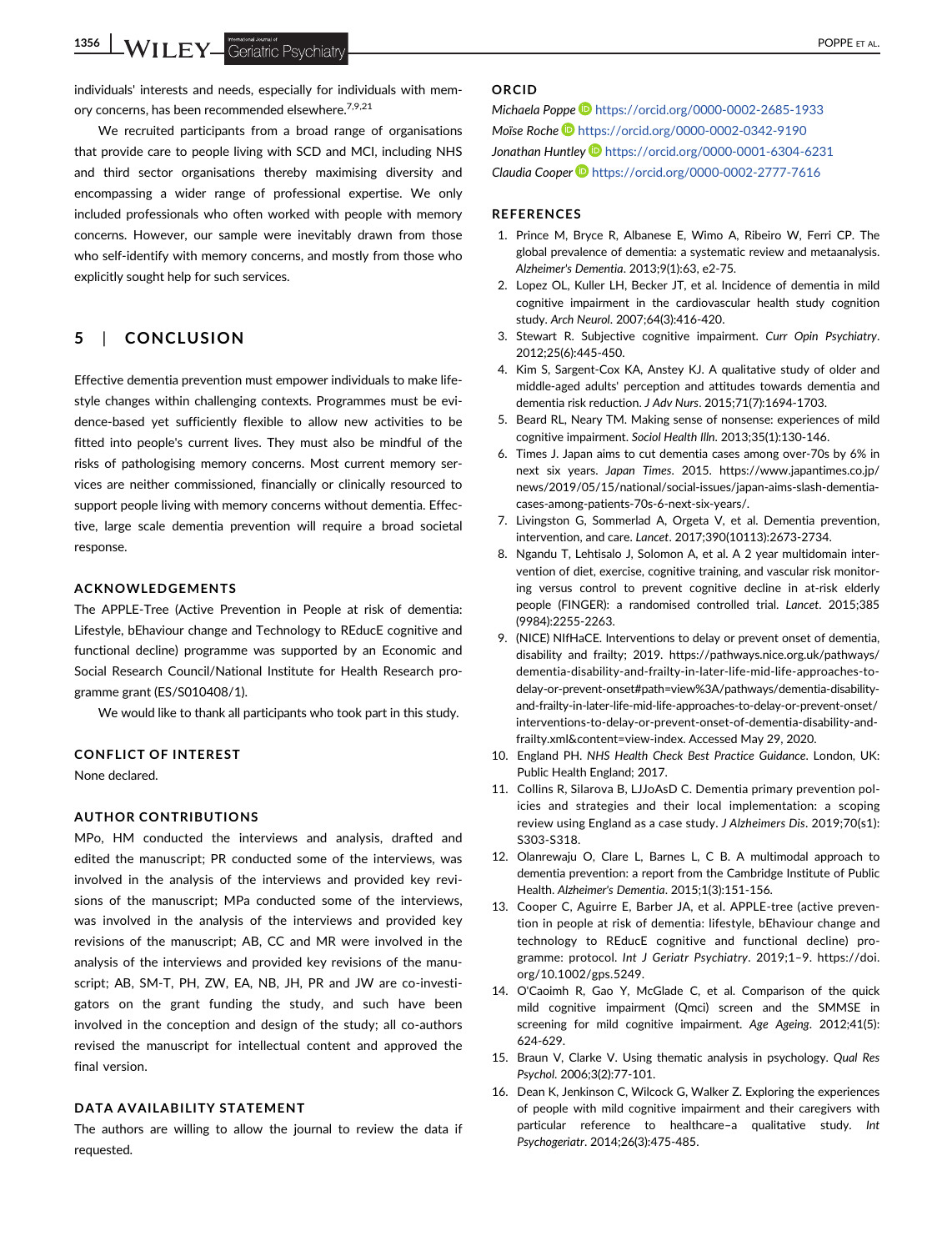individuals' interests and needs, especially for individuals with memory concerns, has been recommended elsewhere.[7,9,21]

We recruited participants from a broad range of organisations that provide care to people living with SCD and MCI, including NHS and third sector organisations thereby maximising diversity and encompassing a wider range of professional expertise. We only included professionals who often worked with people with memory concerns. However, our sample were inevitably drawn from those who self-identify with memory concerns, and mostly from those who explicitly sought help for such services.

## 5 | CONCLUSION

Effective dementia prevention must empower individuals to make lifestyle changes within challenging contexts. Programmes must be evidence-based yet sufficiently flexible to allow new activities to be fitted into people's current lives. They must also be mindful of the risks of pathologising memory concerns. Most current memory services are neither commissioned, financially or clinically resourced to support people living with memory concerns without dementia. Effective, large scale dementia prevention will require a broad societal response.

### ACKNOWLEDGEMENTS

The APPLE-Tree (Active Prevention in People at risk of dementia: Lifestyle, bEhaviour change and Technology to REducE cognitive and functional decline) programme was supported by an Economic and Social Research Council/National Institute for Health Research programme grant (ES/S010408/1).

We would like to thank all participants who took part in this study.

### CONFLICT OF INTEREST

None declared.

### AUTHOR CONTRIBUTIONS

MPo, HM conducted the interviews and analysis, drafted and edited the manuscript; PR conducted some of the interviews, was involved in the analysis of the interviews and provided key revisions of the manuscript; MPa conducted some of the interviews, was involved in the analysis of the interviews and provided key revisions of the manuscript; AB, CC and MR were involved in the analysis of the interviews and provided key revisions of the manuscript; AB, SM-T, PH, ZW, EA, NB, JH, PR and JW are co-investigators on the grant funding the study, and such have been involved in the conception and design of the study; all co-authors revised the manuscript for intellectual content and approved the final version.

### DATA AVAILABILITY STATEMENT

The authors are willing to allow the journal to review the data if requested.

### ORCID

*Michaela Poppe* https://orcid.org/0000-0002-2685-1933
*Moïse Roche* https://orcid.org/0000-0002-0342-9190
*Jonathan Huntley* https://orcid.org/0000-0001-6304-6231
*Claudia Cooper* https://orcid.org/0000-0002-2777-7616

### REFERENCES

1. Prince M, Bryce R, Albanese E, Wimo A, Ribeiro W, Ferri CP. The global prevalence of dementia: a systematic review and metaanalysis. *Alzheimer's Dementia*. 2013;9(1):63, e2-75.
2. Lopez OL, Kuller LH, Becker JT, et al. Incidence of dementia in mild cognitive impairment in the cardiovascular health study cognition study. *Arch Neurol*. 2007;64(3):416-420.
3. Stewart R. Subjective cognitive impairment. *Curr Opin Psychiatry*. 2012;25(6):445-450.
4. Kim S, Sargent-Cox KA, Anstey KJ. A qualitative study of older and middle-aged adults' perception and attitudes towards dementia and dementia risk reduction. *J Adv Nurs*. 2015;71(7):1694-1703.
5. Beard RL, Neary TM. Making sense of nonsense: experiences of mild cognitive impairment. *Sociol Health Illn*. 2013;35(1):130-146.
6. Times J. Japan aims to cut dementia cases among over-70s by 6% in next six years. *Japan Times*. 2015. https://www.japantimes.co.jp/news/2019/05/15/national/social-issues/japan-aims-slash-dementia-cases-among-patients-70s-6-next-six-years/.
7. Livingston G, Sommerlad A, Orgeta V, et al. Dementia prevention, intervention, and care. *Lancet*. 2017;390(10113):2673-2734.
8. Ngandu T, Lehtisalo J, Solomon A, et al. A 2 year multidomain intervention of diet, exercise, cognitive training, and vascular risk monitoring versus control to prevent cognitive decline in at-risk elderly people (FINGER): a randomised controlled trial. *Lancet*. 2015;385(9984):2255-2263.
9. (NICE) NIfHaCE. Interventions to delay or prevent onset of dementia, disability and frailty; 2019. https://pathways.nice.org.uk/pathways/dementia-disability-and-frailty-in-later-life-mid-life-approaches-to-delay-or-prevent-onset#path=view%3A/pathways/dementia-disability-and-frailty-in-later-life-mid-life-approaches-to-delay-or-prevent-onset/interventions-to-delay-or-prevent-onset-of-dementia-disability-and-frailty.xml&content=view-index. Accessed May 29, 2020.
10. England PH. *NHS Health Check Best Practice Guidance*. London, UK: Public Health England; 2017.
11. Collins R, Silarova B, LJJoAsD C. Dementia primary prevention policies and strategies and their local implementation: a scoping review using England as a case study. *J Alzheimers Dis*. 2019;70(s1):S303-S318.
12. Olanrewaju O, Clare L, Barnes L, C B. A multimodal approach to dementia prevention: a report from the Cambridge Institute of Public Health. *Alzheimer's Dementia*. 2015;1(3):151-156.
13. Cooper C, Aguirre E, Barber JA, et al. APPLE-tree (active prevention in people at risk of dementia: lifestyle, bEhaviour change and technology to REducE cognitive and functional decline) programme: protocol. *Int J Geriatr Psychiatry*. 2019;1–9. https://doi.org/10.1002/gps.5249.
14. O'Caoimh R, Gao Y, McGlade C, et al. Comparison of the quick mild cognitive impairment (Qmci) screen and the SMMSE in screening for mild cognitive impairment. *Age Ageing*. 2012;41(5):624-629.
15. Braun V, Clarke V. Using thematic analysis in psychology. *Qual Res Psychol*. 2006;3(2):77-101.
16. Dean K, Jenkinson C, Wilcock G, Walker Z. Exploring the experiences of people with mild cognitive impairment and their caregivers with particular reference to healthcare– qualitative study. *Int Psychogeriatr*. 2014;26(3):475-485.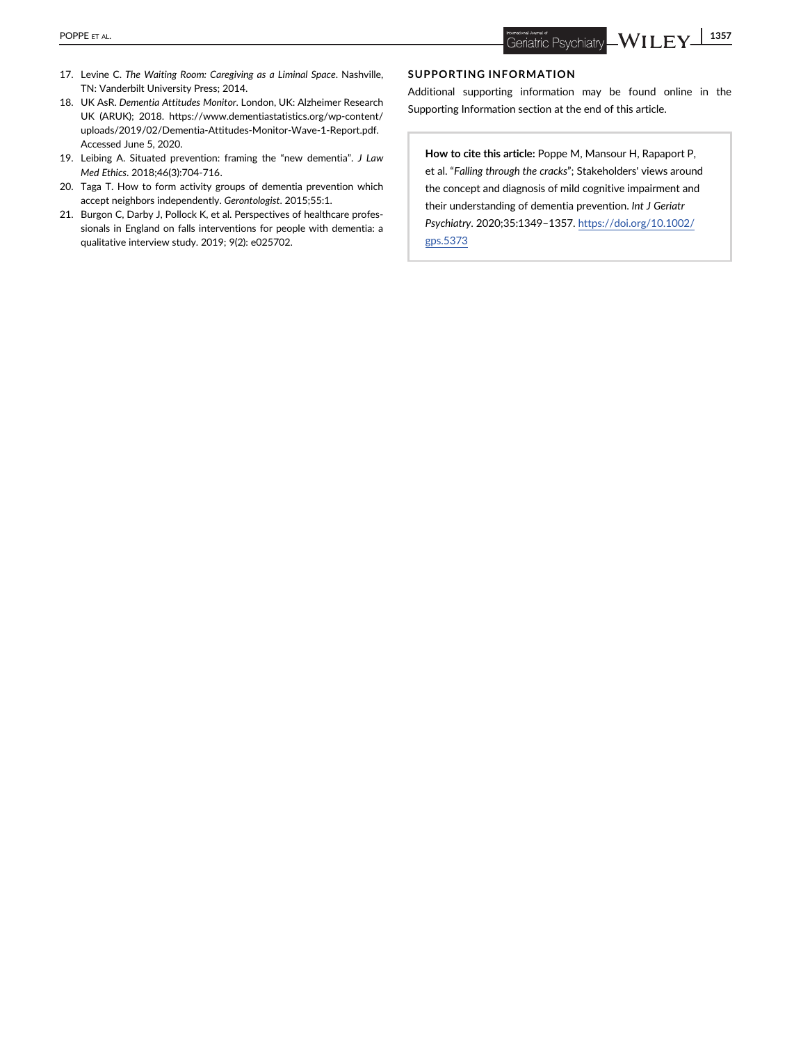17. Levine C. *The Waiting Room: Caregiving as a Liminal Space*. Nashville, TN: Vanderbilt University Press; 2014.
18. UK AsR. *Dementia Attitudes Monitor*. London, UK: Alzheimer Research UK (ARUK); 2018. https://www.dementiastatistics.org/wp-content/uploads/2019/02/Dementia-Attitudes-Monitor-Wave-1-Report.pdf. Accessed June 5, 2020.
19. Leibing A. Situated prevention: framing the "new dementia". *J Law Med Ethics*. 2018;46(3):704-716.
20. Taga T. How to form activity groups of dementia prevention which accept neighbors independently. *Gerontologist*. 2015;55:1.
21. Burgon C, Darby J, Pollock K, et al. Perspectives of healthcare professionals in England on falls interventions for people with dementia: a qualitative interview study. 2019; 9(2): e025702.

## SUPPORTING INFORMATION

Additional supporting information may be found online in the Supporting Information section at the end of this article.

**How to cite this article:** Poppe M, Mansour H, Rapaport P, et al. "*Falling through the cracks*"; Stakeholders' views around the concept and diagnosis of mild cognitive impairment and their understanding of dementia prevention. *Int J Geriatr Psychiatry*. 2020;35:1349–1357. https://doi.org/10.1002/gps.5373